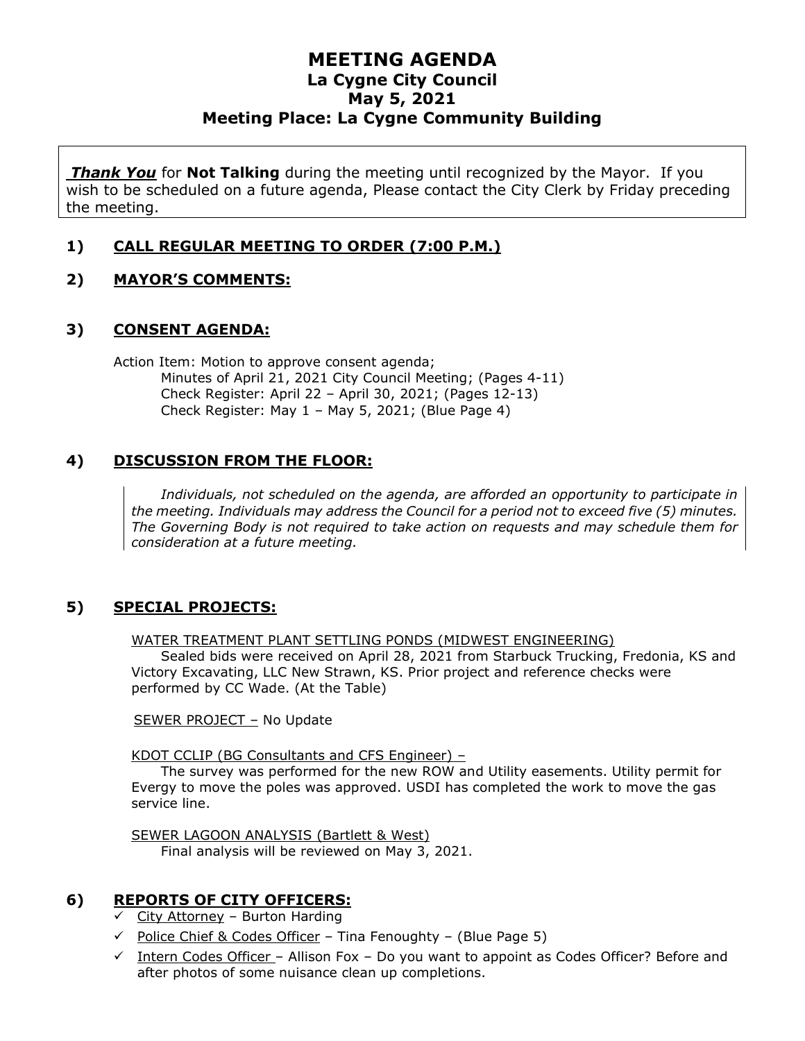# MEETING AGENDA
## La Cygne City Council
## May 5, 2021
## Meeting Place: La Cygne Community Building

***Thank You*** for **Not Talking** during the meeting until recognized by the Mayor. If you wish to be scheduled on a future agenda, Please contact the City Clerk by Friday preceding the meeting.

### 1) CALL REGULAR MEETING TO ORDER (7:00 P.M.)

### 2) MAYOR'S COMMENTS:

### 3) CONSENT AGENDA:

Action Item: Motion to approve consent agenda;
- Minutes of April 21, 2021 City Council Meeting; (Pages 4-11)
- Check Register: April 22 – April 30, 2021; (Pages 12-13)
- Check Register: May 1 – May 5, 2021; (Blue Page 4)

### 4) DISCUSSION FROM THE FLOOR:

> *Individuals, not scheduled on the agenda, are afforded an opportunity to participate in the meeting. Individuals may address the Council for a period not to exceed five (5) minutes. The Governing Body is not required to take action on requests and may schedule them for consideration at a future meeting.*

### 5) SPECIAL PROJECTS:

WATER TREATMENT PLANT SETTLING PONDS (MIDWEST ENGINEERING)

Sealed bids were received on April 28, 2021 from Starbuck Trucking, Fredonia, KS and Victory Excavating, LLC New Strawn, KS. Prior project and reference checks were performed by CC Wade. (At the Table)

SEWER PROJECT – No Update

KDOT CCLIP (BG Consultants and CFS Engineer) –

The survey was performed for the new ROW and Utility easements. Utility permit for Evergy to move the poles was approved. USDI has completed the work to move the gas service line.

SEWER LAGOON ANALYSIS (Bartlett & West)

Final analysis will be reviewed on May 3, 2021.

### 6) REPORTS OF CITY OFFICERS:

- ✓ City Attorney – Burton Harding
- ✓ Police Chief & Codes Officer – Tina Fenoughty – (Blue Page 5)
- ✓ Intern Codes Officer – Allison Fox – Do you want to appoint as Codes Officer? Before and after photos of some nuisance clean up completions.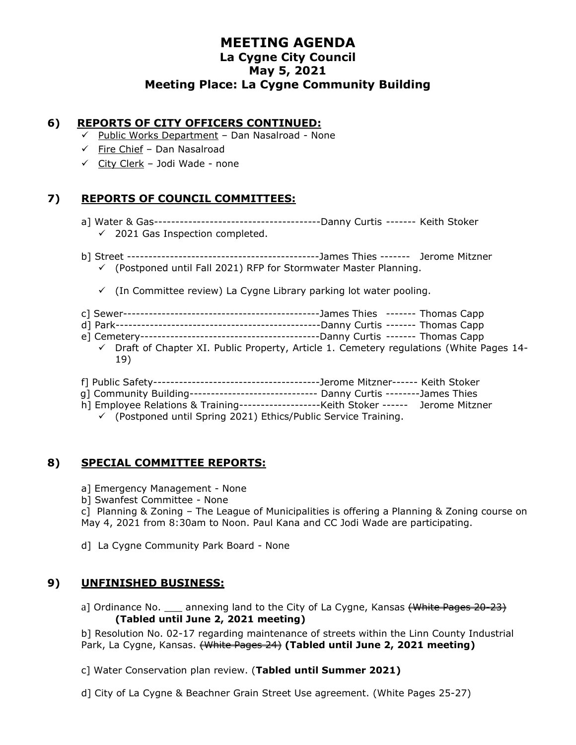# MEETING AGENDA
## La Cygne City Council
## May 5, 2021
## Meeting Place: La Cygne Community Building

## 6) REPORTS OF CITY OFFICERS CONTINUED:

- ✓ Public Works Department – Dan Nasalroad - None
- ✓ Fire Chief – Dan Nasalroad
- ✓ City Clerk – Jodi Wade - none

## 7) REPORTS OF COUNCIL COMMITTEES:

a] Water & Gas---------------------------------------Danny Curtis ------- Keith Stoker
- ✓ 2021 Gas Inspection completed.

b] Street --------------------------------------------James Thies ------- Jerome Mitzner
- ✓ (Postponed until Fall 2021) RFP for Stormwater Master Planning.
- ✓ (In Committee review) La Cygne Library parking lot water pooling.

c] Sewer---------------------------------------------James Thies ------- Thomas Capp
d] Park-----------------------------------------------Danny Curtis ------- Thomas Capp
e] Cemetery------------------------------------------Danny Curtis ------- Thomas Capp
- ✓ Draft of Chapter XI. Public Property, Article 1. Cemetery regulations (White Pages 14-19)

f] Public Safety---------------------------------------Jerome Mitzner------ Keith Stoker
g] Community Building------------------------------ Danny Curtis --------James Thies
h] Employee Relations & Training-------------------Keith Stoker ------ Jerome Mitzner
- ✓ (Postponed until Spring 2021) Ethics/Public Service Training.

## 8) SPECIAL COMMITTEE REPORTS:

a] Emergency Management - None
b] Swanfest Committee - None
c] Planning & Zoning – The League of Municipalities is offering a Planning & Zoning course on May 4, 2021 from 8:30am to Noon. Paul Kana and CC Jodi Wade are participating.

d] La Cygne Community Park Board - None

## 9) UNFINISHED BUSINESS:

a] Ordinance No. ___ annexing land to the City of La Cygne, Kansas ~~(White Pages 20-23)~~ **(Tabled until June 2, 2021 meeting)**

b] Resolution No. 02-17 regarding maintenance of streets within the Linn County Industrial Park, La Cygne, Kansas. ~~(White Pages 24)~~ **(Tabled until June 2, 2021 meeting)**

c] Water Conservation plan review. (**Tabled until Summer 2021)**

d] City of La Cygne & Beachner Grain Street Use agreement. (White Pages 25-27)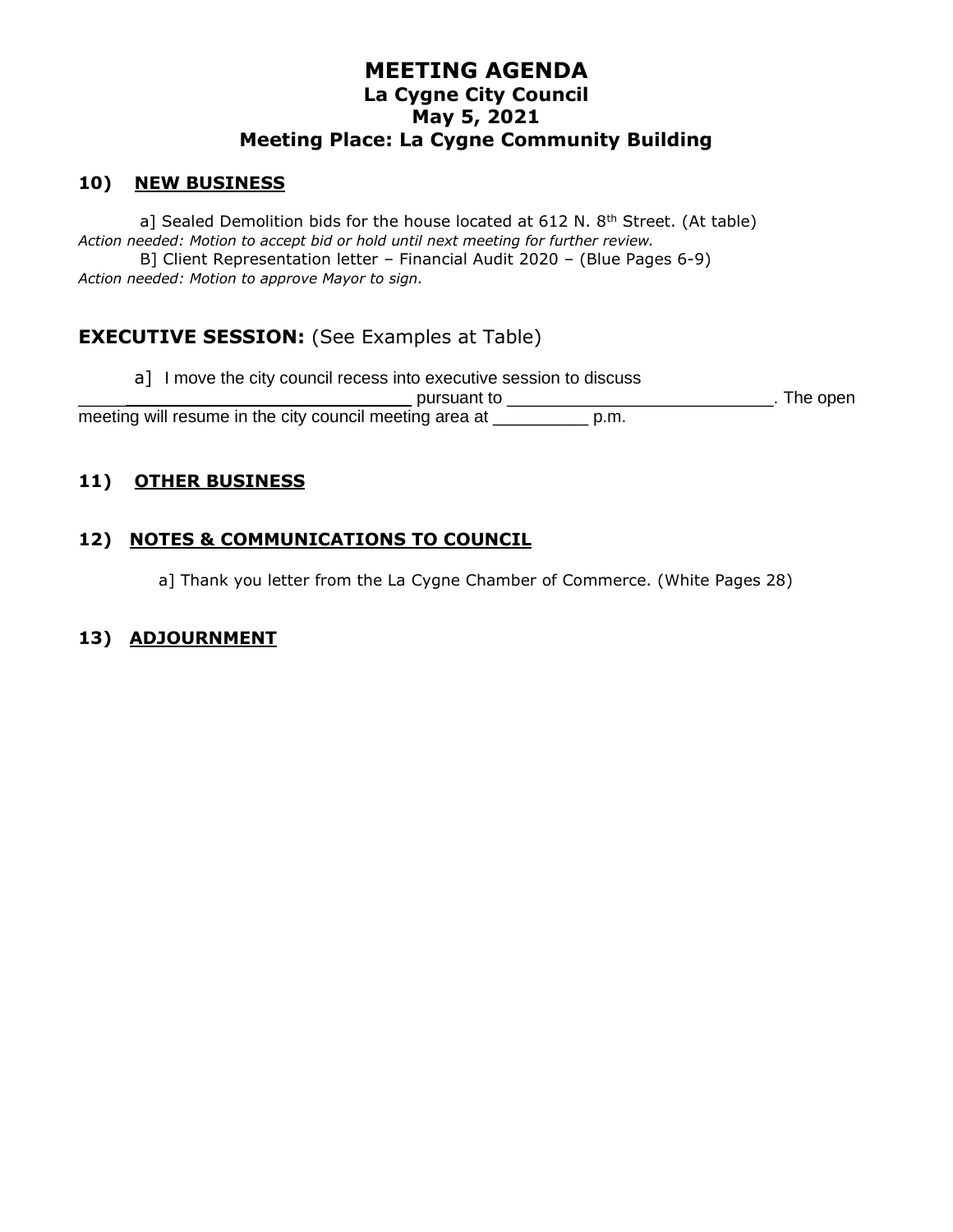# MEETING AGENDA
## La Cygne City Council
## May 5, 2021
## Meeting Place: La Cygne Community Building

### 10) <u>NEW BUSINESS</u>

a] Sealed Demolition bids for the house located at 612 N. 8th Street. (At table)
*Action needed: Motion to accept bid or hold until next meeting for further review.*
B] Client Representation letter – Financial Audit 2020 – (Blue Pages 6-9)
*Action needed: Motion to approve Mayor to sign.*

### **EXECUTIVE SESSION:** (See Examples at Table)

a] I move the city council recess into executive session to discuss ______________________________ pursuant to ___________________________. The open meeting will resume in the city council meeting area at __________ p.m.

### 11) <u>OTHER BUSINESS</u>

### 12) <u>NOTES & COMMUNICATIONS TO COUNCIL</u>

a] Thank you letter from the La Cygne Chamber of Commerce. (White Pages 28)

### 13) <u>ADJOURNMENT</u>